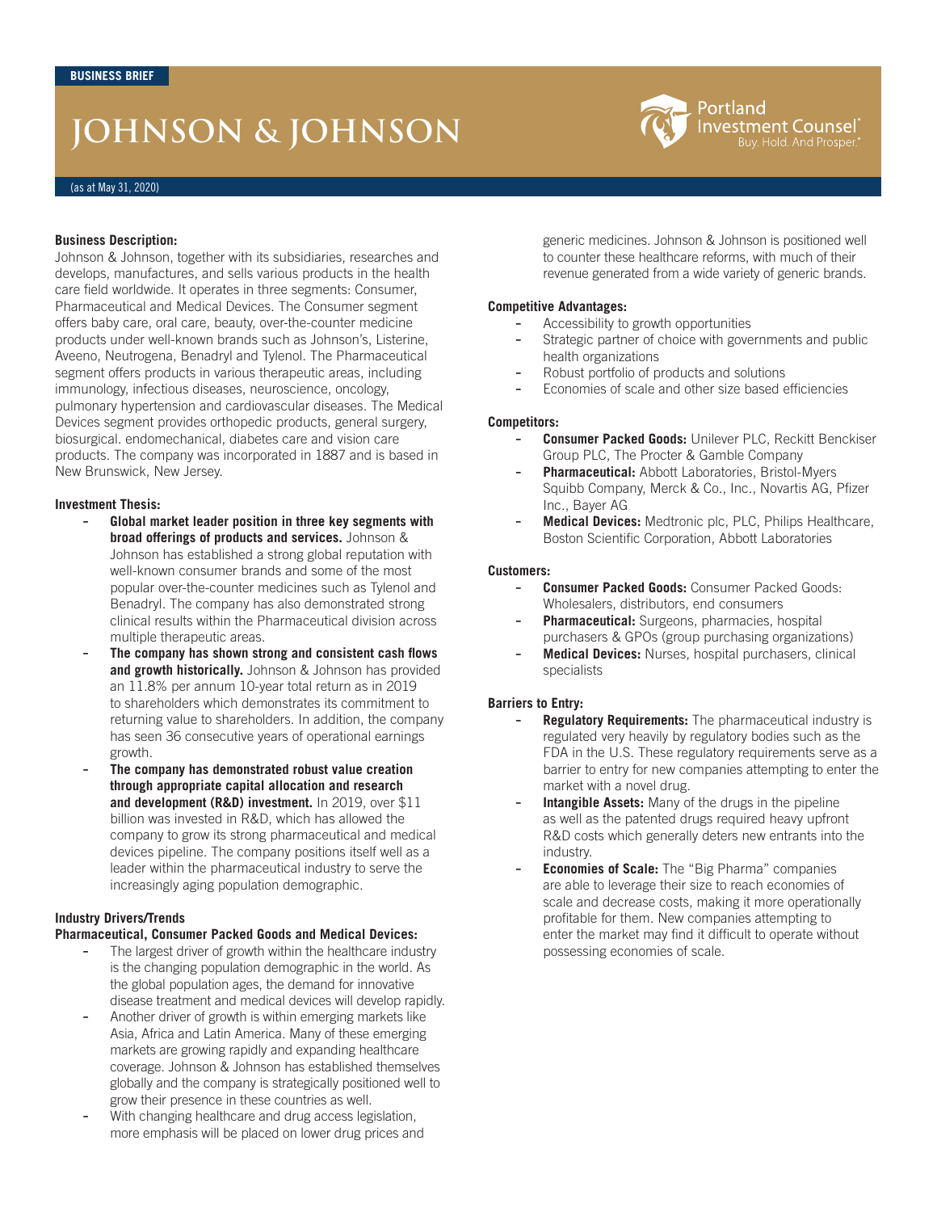BUSINESS BRIEF

# JOHNSON & JOHNSON

Portland Investment Counsel® Buy. Hold. And Prosper.®

(as at May 31, 2020)

**Business Description:**

Johnson & Johnson, together with its subsidiaries, researches and develops, manufactures, and sells various products in the health care field worldwide. It operates in three segments: Consumer, Pharmaceutical and Medical Devices. The Consumer segment offers baby care, oral care, beauty, over-the-counter medicine products under well-known brands such as Johnson's, Listerine, Aveeno, Neutrogena, Benadryl and Tylenol. The Pharmaceutical segment offers products in various therapeutic areas, including immunology, infectious diseases, neuroscience, oncology, pulmonary hypertension and cardiovascular diseases. The Medical Devices segment provides orthopedic products, general surgery, biosurgical. endomechanical, diabetes care and vision care products. The company was incorporated in 1887 and is based in New Brunswick, New Jersey.

**Investment Thesis:**

- **Global market leader position in three key segments with broad offerings of products and services.** Johnson & Johnson has established a strong global reputation with well-known consumer brands and some of the most popular over-the-counter medicines such as Tylenol and Benadryl. The company has also demonstrated strong clinical results within the Pharmaceutical division across multiple therapeutic areas.
- **The company has shown strong and consistent cash flows and growth historically.** Johnson & Johnson has provided an 11.8% per annum 10-year total return as in 2019 to shareholders which demonstrates its commitment to returning value to shareholders. In addition, the company has seen 36 consecutive years of operational earnings growth.
- **The company has demonstrated robust value creation through appropriate capital allocation and research and development (R&D) investment.** In 2019, over $11 billion was invested in R&D, which has allowed the company to grow its strong pharmaceutical and medical devices pipeline. The company positions itself well as a leader within the pharmaceutical industry to serve the increasingly aging population demographic.

**Industry Drivers/Trends**

**Pharmaceutical, Consumer Packed Goods and Medical Devices:**

- The largest driver of growth within the healthcare industry is the changing population demographic in the world. As the global population ages, the demand for innovative disease treatment and medical devices will develop rapidly.
- Another driver of growth is within emerging markets like Asia, Africa and Latin America. Many of these emerging markets are growing rapidly and expanding healthcare coverage. Johnson & Johnson has established themselves globally and the company is strategically positioned well to grow their presence in these countries as well.
- With changing healthcare and drug access legislation, more emphasis will be placed on lower drug prices and generic medicines. Johnson & Johnson is positioned well to counter these healthcare reforms, with much of their revenue generated from a wide variety of generic brands.

**Competitive Advantages:**

- Accessibility to growth opportunities
- Strategic partner of choice with governments and public health organizations
- Robust portfolio of products and solutions
- Economies of scale and other size based efficiencies

**Competitors:**

- **Consumer Packed Goods:** Unilever PLC, Reckitt Benckiser Group PLC, The Procter & Gamble Company
- **Pharmaceutical:** Abbott Laboratories, Bristol-Myers Squibb Company, Merck & Co., Inc., Novartis AG, Pfizer Inc., Bayer AG
- **Medical Devices:** Medtronic plc, PLC, Philips Healthcare, Boston Scientific Corporation, Abbott Laboratories

**Customers:**

- **Consumer Packed Goods:** Consumer Packed Goods: Wholesalers, distributors, end consumers
- **Pharmaceutical:** Surgeons, pharmacies, hospital purchasers & GPOs (group purchasing organizations)
- **Medical Devices:** Nurses, hospital purchasers, clinical specialists

**Barriers to Entry:**

- **Regulatory Requirements:** The pharmaceutical industry is regulated very heavily by regulatory bodies such as the FDA in the U.S. These regulatory requirements serve as a barrier to entry for new companies attempting to enter the market with a novel drug.
- **Intangible Assets:** Many of the drugs in the pipeline as well as the patented drugs required heavy upfront R&D costs which generally deters new entrants into the industry.
- **Economies of Scale:** The "Big Pharma" companies are able to leverage their size to reach economies of scale and decrease costs, making it more operationally profitable for them. New companies attempting to enter the market may find it difficult to operate without possessing economies of scale.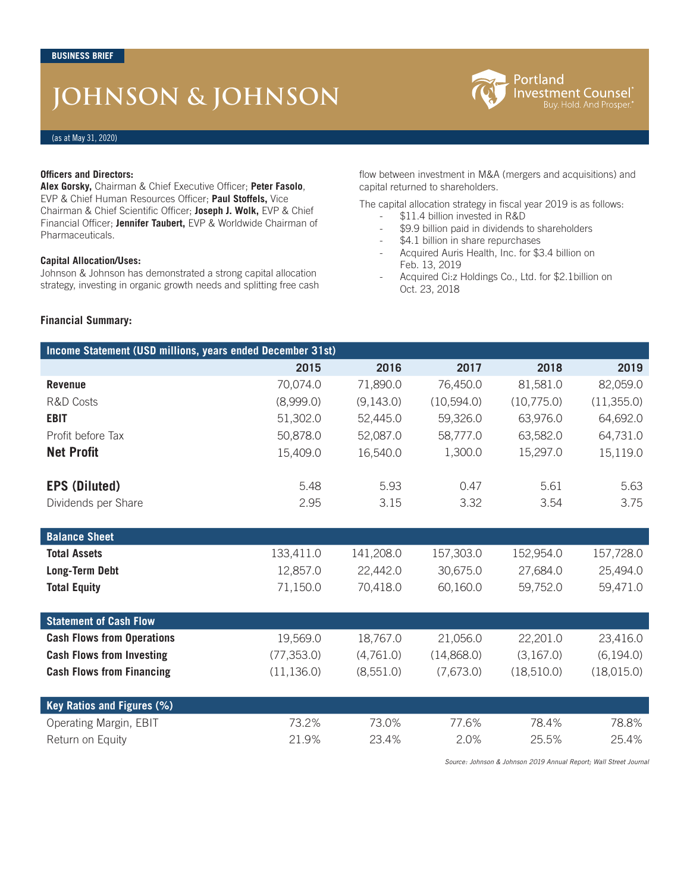BUSINESS BRIEF

# JOHNSON & JOHNSON

(as at May 31, 2020)

**Officers and Directors:**
**Alex Gorsky,** Chairman & Chief Executive Officer; **Peter Fasolo**, EVP & Chief Human Resources Officer; **Paul Stoffels,** Vice Chairman & Chief Scientific Officer; **Joseph J. Wolk,** EVP & Chief Financial Officer; **Jennifer Taubert,** EVP & Worldwide Chairman of Pharmaceuticals.

**Capital Allocation/Uses:**
Johnson & Johnson has demonstrated a strong capital allocation strategy, investing in organic growth needs and splitting free cash flow between investment in M&A (mergers and acquisitions) and capital returned to shareholders.

The capital allocation strategy in fiscal year 2019 is as follows:

- $11.4 billion invested in R&D
- $9.9 billion paid in dividends to shareholders
- $4.1 billion in share repurchases
- Acquired Auris Health, Inc. for $3.4 billion on Feb. 13, 2019
- Acquired Ci:z Holdings Co., Ltd. for $2.1billion on Oct. 23, 2018

**Financial Summary:**

| Income Statement (USD millions, years ended December 31st) | 2015 | 2016 | 2017 | 2018 | 2019 |
|---|---|---|---|---|---|
| **Revenue** | 70,074.0 | 71,890.0 | 76,450.0 | 81,581.0 | 82,059.0 |
| R&D Costs | (8,999.0) | (9,143.0) | (10,594.0) | (10,775.0) | (11,355.0) |
| **EBIT** | 51,302.0 | 52,445.0 | 59,326.0 | 63,976.0 | 64,692.0 |
| Profit before Tax | 50,878.0 | 52,087.0 | 58,777.0 | 63,582.0 | 64,731.0 |
| **Net Profit** | 15,409.0 | 16,540.0 | 1,300.0 | 15,297.0 | 15,119.0 |
| **EPS (Diluted)** | 5.48 | 5.93 | 0.47 | 5.61 | 5.63 |
| Dividends per Share | 2.95 | 3.15 | 3.32 | 3.54 | 3.75 |
| **Balance Sheet** | | | | | |
| **Total Assets** | 133,411.0 | 141,208.0 | 157,303.0 | 152,954.0 | 157,728.0 |
| **Long-Term Debt** | 12,857.0 | 22,442.0 | 30,675.0 | 27,684.0 | 25,494.0 |
| **Total Equity** | 71,150.0 | 70,418.0 | 60,160.0 | 59,752.0 | 59,471.0 |
| **Statement of Cash Flow** | | | | | |
| **Cash Flows from Operations** | 19,569.0 | 18,767.0 | 21,056.0 | 22,201.0 | 23,416.0 |
| **Cash Flows from Investing** | (77,353.0) | (4,761.0) | (14,868.0) | (3,167.0) | (6,194.0) |
| **Cash Flows from Financing** | (11,136.0) | (8,551.0) | (7,673.0) | (18,510.0) | (18,015.0) |
| **Key Ratios and Figures (%)** | | | | | |
| Operating Margin, EBIT | 73.2% | 73.0% | 77.6% | 78.4% | 78.8% |
| Return on Equity | 21.9% | 23.4% | 2.0% | 25.5% | 25.4% |

*Source: Johnson & Johnson 2019 Annual Report; Wall Street Journal*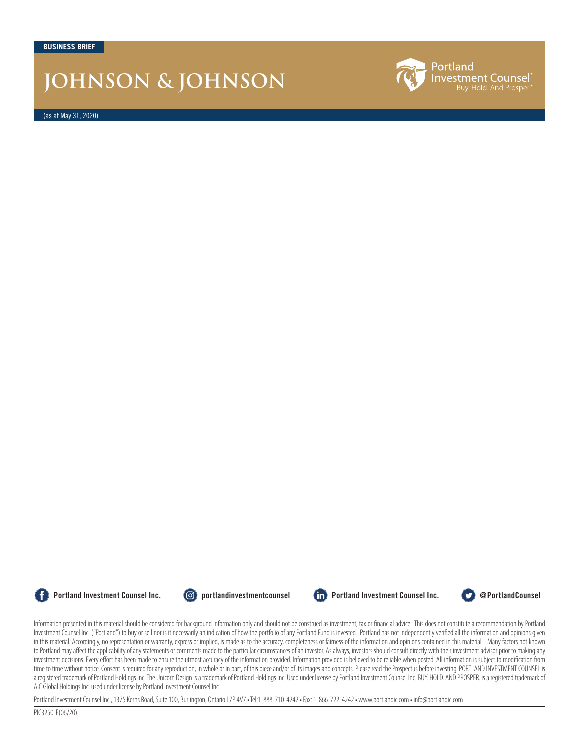BUSINESS BRIEF

# JOHNSON & JOHNSON

Portland Investment Counsel
Buy. Hold. And Prosper.

(as at May 31, 2020)

Portland Investment Counsel Inc. portlandinvestmentcounsel Portland Investment Counsel Inc. @PortlandCounsel

Information presented in this material should be considered for background information only and should not be construed as investment, tax or financial advice. This does not constitute a recommendation by Portland Investment Counsel Inc. ("Portland") to buy or sell nor is it necessarily an indication of how the portfolio of any Portland Fund is invested. Portland has not independently verified all the information and opinions given in this material. Accordingly, no representation or warranty, express or implied, is made as to the accuracy, completeness or fairness of the information and opinions contained in this material. Many factors not known to Portland may affect the applicability of any statements or comments made to the particular circumstances of an investor. As always, investors should consult directly with their investment advisor prior to making any investment decisions. Every effort has been made to ensure the utmost accuracy of the information provided. Information provided is believed to be reliable when posted. All information is subject to modification from time to time without notice. Consent is required for any reproduction, in whole or in part, of this piece and/or of its images and concepts. Please read the Prospectus before investing. PORTLAND INVESTMENT COUNSEL is a registered trademark of Portland Holdings Inc. The Unicorn Design is a trademark of Portland Holdings Inc. Used under license by Portland Investment Counsel Inc. BUY. HOLD. AND PROSPER. is a registered trademark of AIC Global Holdings Inc. used under license by Portland Investment Counsel Inc.

Portland Investment Counsel Inc., 1375 Kerns Road, Suite 100, Burlington, Ontario L7P 4V7 • Tel:1-888-710-4242 • Fax: 1-866-722-4242 • www.portlandic.com • info@portlandic.com

PIC3250-E(06/20)